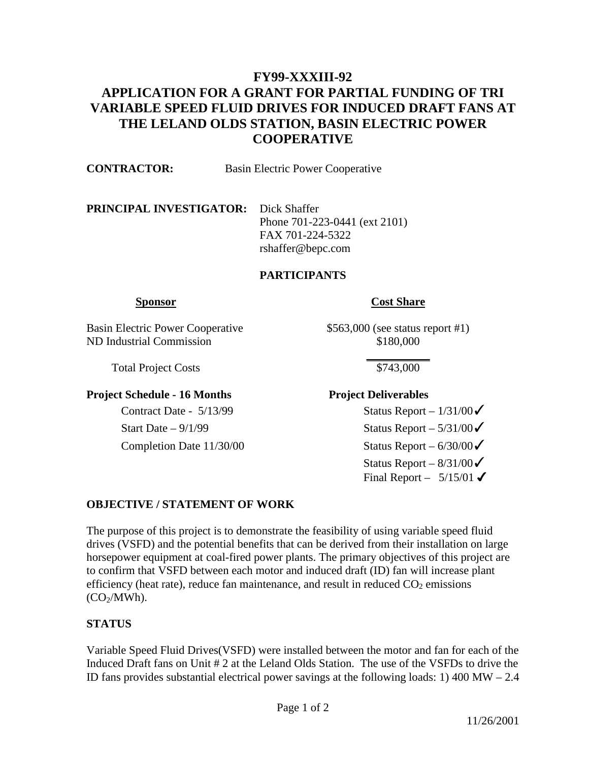# FY99-XXXIII-92
# APPLICATION FOR A GRANT FOR PARTIAL FUNDING OF TRI VARIABLE SPEED FLUID DRIVES FOR INDUCED DRAFT FANS AT THE LELAND OLDS STATION, BASIN ELECTRIC POWER COOPERATIVE

**CONTRACTOR:** Basin Electric Power Cooperative

**PRINCIPAL INVESTIGATOR:** Dick Shaffer
Phone 701-223-0441 (ext 2101)
FAX 701-224-5322
rshaffer@bepc.com

**PARTICIPANTS**

| Sponsor | Cost Share |
|---|---|
| Basin Electric Power Cooperative | \$563,000 (see status report #1) |
| ND Industrial Commission | \$180,000 |
| Total Project Costs | \$743,000 |

| Project Schedule - 16 Months | Project Deliverables |
|---|---|
| Contract Date - 5/13/99 | Status Report – 1/31/00 ✓ |
| Start Date – 9/1/99 | Status Report – 5/31/00 ✓ |
| Completion Date 11/30/00 | Status Report – 6/30/00 ✓ |
| | Status Report – 8/31/00 ✓ |
| | Final Report – 5/15/01 ✓ |

## OBJECTIVE / STATEMENT OF WORK

The purpose of this project is to demonstrate the feasibility of using variable speed fluid drives (VSFD) and the potential benefits that can be derived from their installation on large horsepower equipment at coal-fired power plants. The primary objectives of this project are to confirm that VSFD between each motor and induced draft (ID) fan will increase plant efficiency (heat rate), reduce fan maintenance, and result in reduced $CO_2$ emissions ($CO_2$/MWh).

## STATUS

Variable Speed Fluid Drives(VSFD) were installed between the motor and fan for each of the Induced Draft fans on Unit # 2 at the Leland Olds Station. The use of the VSFDs to drive the ID fans provides substantial electrical power savings at the following loads: 1) 400 MW – 2.4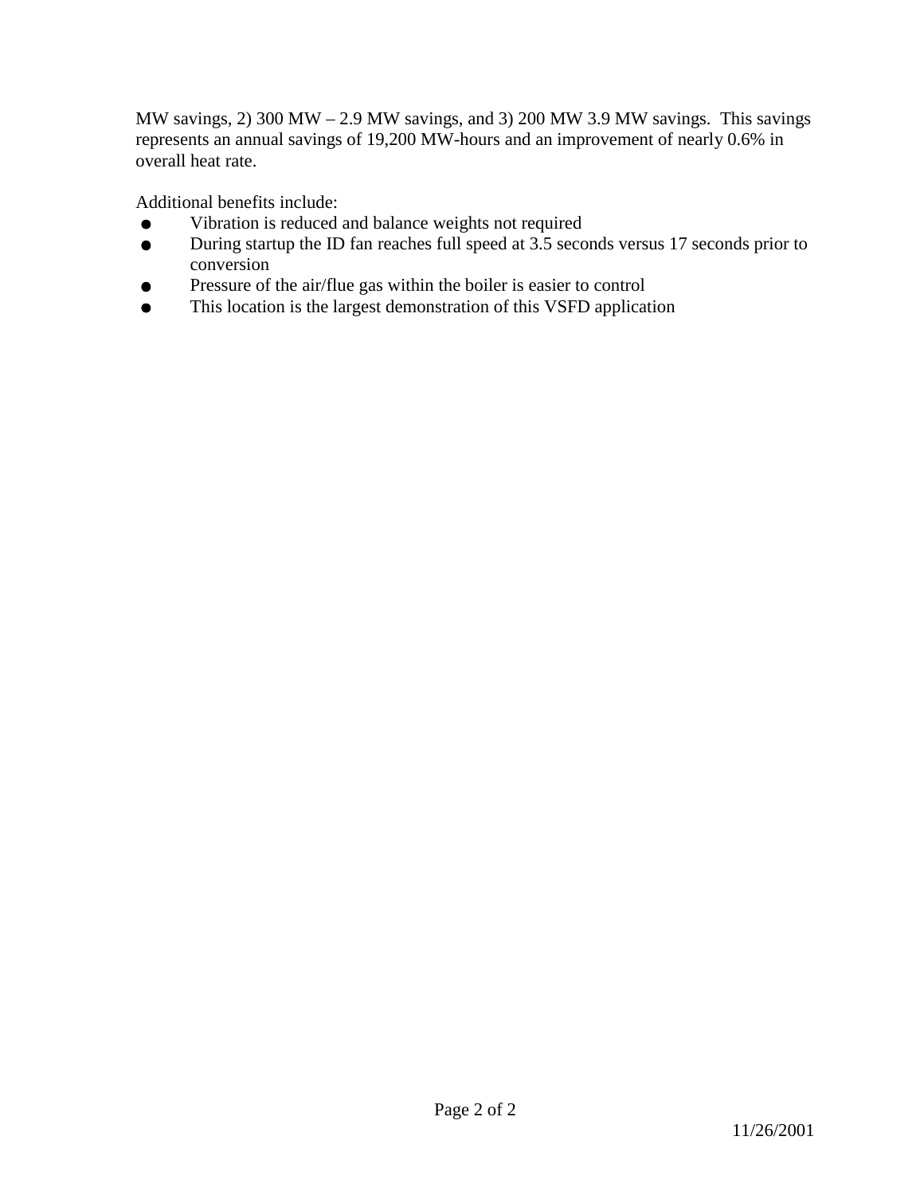MW savings, 2) 300 MW – 2.9 MW savings, and 3) 200 MW 3.9 MW savings. This savings represents an annual savings of 19,200 MW-hours and an improvement of nearly 0.6% in overall heat rate.

Additional benefits include:

- Vibration is reduced and balance weights not required
- During startup the ID fan reaches full speed at 3.5 seconds versus 17 seconds prior to conversion
- Pressure of the air/flue gas within the boiler is easier to control
- This location is the largest demonstration of this VSFD application

11/26/2001